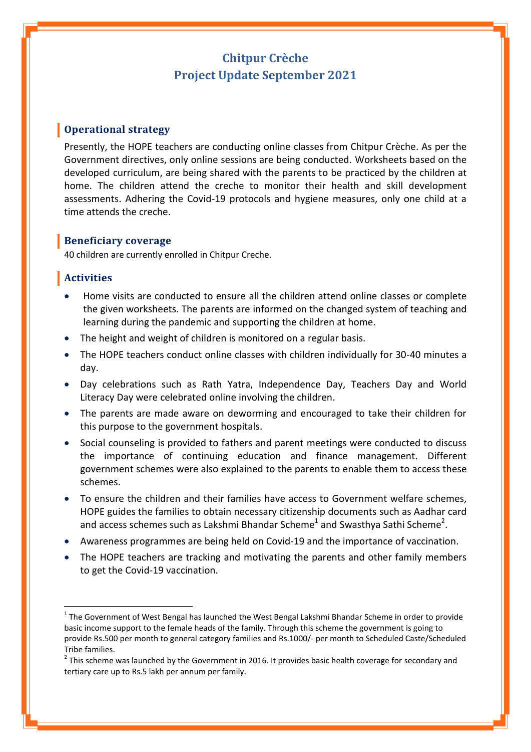# Chitpur Crèche
# Project Update September 2021

## Operational strategy

Presently, the HOPE teachers are conducting online classes from Chitpur Crèche. As per the Government directives, only online sessions are being conducted. Worksheets based on the developed curriculum, are being shared with the parents to be practiced by the children at home. The children attend the creche to monitor their health and skill development assessments. Adhering the Covid-19 protocols and hygiene measures, only one child at a time attends the creche.

## Beneficiary coverage

40 children are currently enrolled in Chitpur Creche.

## Activities

- Home visits are conducted to ensure all the children attend online classes or complete the given worksheets. The parents are informed on the changed system of teaching and learning during the pandemic and supporting the children at home.
- The height and weight of children is monitored on a regular basis.
- The HOPE teachers conduct online classes with children individually for 30-40 minutes a day.
- Day celebrations such as Rath Yatra, Independence Day, Teachers Day and World Literacy Day were celebrated online involving the children.
- The parents are made aware on deworming and encouraged to take their children for this purpose to the government hospitals.
- Social counseling is provided to fathers and parent meetings were conducted to discuss the importance of continuing education and finance management. Different government schemes were also explained to the parents to enable them to access these schemes.
- To ensure the children and their families have access to Government welfare schemes, HOPE guides the families to obtain necessary citizenship documents such as Aadhar card and access schemes such as Lakshmi Bhandar Scheme[1] and Swasthya Sathi Scheme[2].
- Awareness programmes are being held on Covid-19 and the importance of vaccination.
- The HOPE teachers are tracking and motivating the parents and other family members to get the Covid-19 vaccination.

---

[1] The Government of West Bengal has launched the West Bengal Lakshmi Bhandar Scheme in order to provide basic income support to the female heads of the family. Through this scheme the government is going to provide Rs.500 per month to general category families and Rs.1000/- per month to Scheduled Caste/Scheduled Tribe families.

[2] This scheme was launched by the Government in 2016. It provides basic health coverage for secondary and tertiary care up to Rs.5 lakh per annum per family.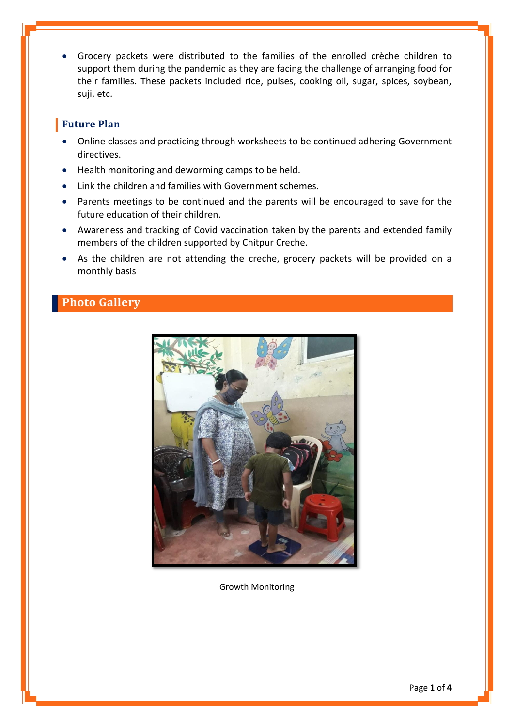- Grocery packets were distributed to the families of the enrolled crèche children to support them during the pandemic as they are facing the challenge of arranging food for their families. These packets included rice, pulses, cooking oil, sugar, spices, soybean, suji, etc.

### Future Plan

- Online classes and practicing through worksheets to be continued adhering Government directives.
- Health monitoring and deworming camps to be held.
- Link the children and families with Government schemes.
- Parents meetings to be continued and the parents will be encouraged to save for the future education of their children.
- Awareness and tracking of Covid vaccination taken by the parents and extended family members of the children supported by Chitpur Creche.
- As the children are not attending the creche, grocery packets will be provided on a monthly basis

## Photo Gallery

Growth Monitoring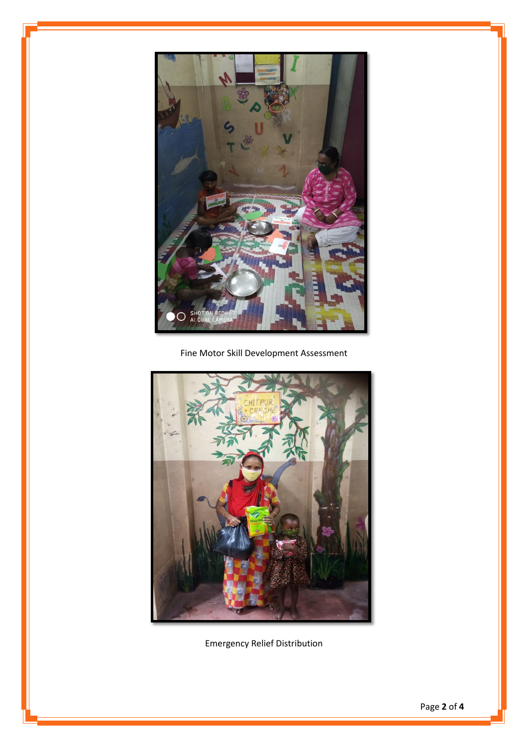Fine Motor Skill Development Assessment

Emergency Relief Distribution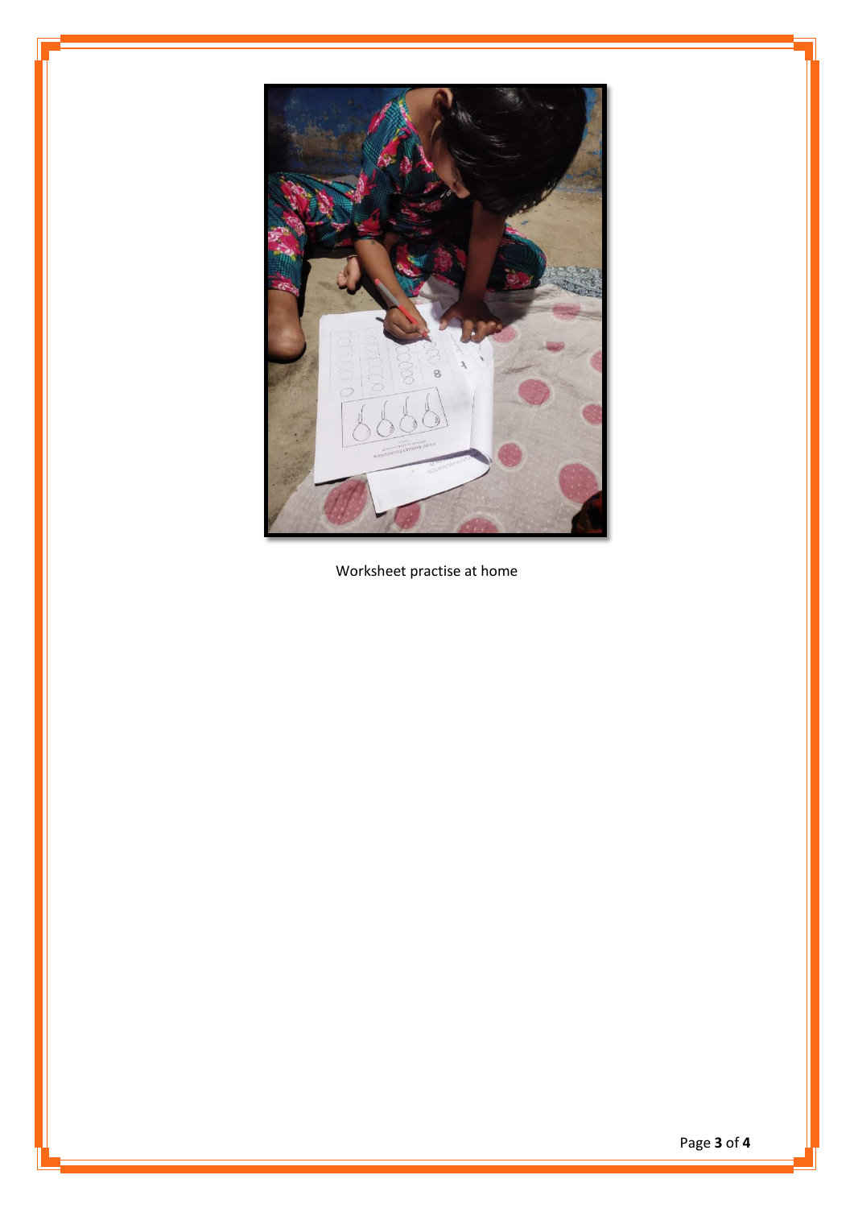Worksheet practise at home